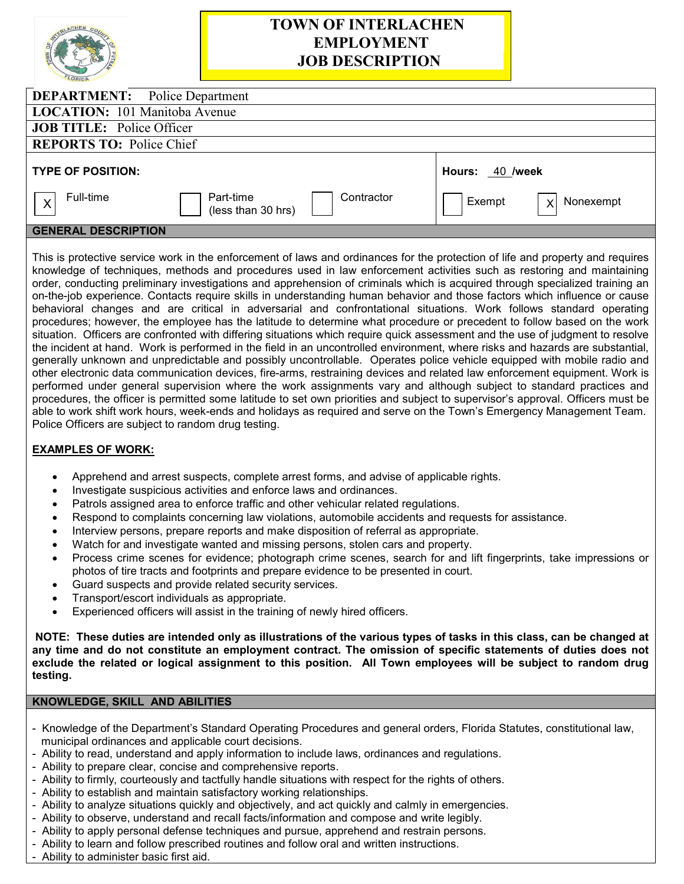# TOWN OF INTERLACHEN EMPLOYMENT JOB DESCRIPTION

| | |
|---|---|
| **DEPARTMENT:** Police Department | |
| **LOCATION:** 101 Manitoba Avenue | |
| **JOB TITLE:** Police Officer | |
| **REPORTS TO:** Police Chief | |
| **TYPE OF POSITION:** | **Hours:** 40 **/week** |
| [X] Full-time [ ] Part-time (less than 30 hrs) [ ] Contractor | [ ] Exempt [X] Nonexempt |

## GENERAL DESCRIPTION

This is protective service work in the enforcement of laws and ordinances for the protection of life and property and requires knowledge of techniques, methods and procedures used in law enforcement activities such as restoring and maintaining order, conducting preliminary investigations and apprehension of criminals which is acquired through specialized training an on-the-job experience. Contacts require skills in understanding human behavior and those factors which influence or cause behavioral changes and are critical in adversarial and confrontational situations. Work follows standard operating procedures; however, the employee has the latitude to determine what procedure or precedent to follow based on the work situation. Officers are confronted with differing situations which require quick assessment and the use of judgment to resolve the incident at hand. Work is performed in the field in an uncontrolled environment, where risks and hazards are substantial, generally unknown and unpredictable and possibly uncontrollable. Operates police vehicle equipped with mobile radio and other electronic data communication devices, fire-arms, restraining devices and related law enforcement equipment. Work is performed under general supervision where the work assignments vary and although subject to standard practices and procedures, the officer is permitted some latitude to set own priorities and subject to supervisor's approval. Officers must be able to work shift work hours, week-ends and holidays as required and serve on the Town's Emergency Management Team. Police Officers are subject to random drug testing.

**EXAMPLES OF WORK:**

- Apprehend and arrest suspects, complete arrest forms, and advise of applicable rights.
- Investigate suspicious activities and enforce laws and ordinances.
- Patrols assigned area to enforce traffic and other vehicular related regulations.
- Respond to complaints concerning law violations, automobile accidents and requests for assistance.
- Interview persons, prepare reports and make disposition of referral as appropriate.
- Watch for and investigate wanted and missing persons, stolen cars and property.
- Process crime scenes for evidence; photograph crime scenes, search for and lift fingerprints, take impressions or photos of tire tracts and footprints and prepare evidence to be presented in court.
- Guard suspects and provide related security services.
- Transport/escort individuals as appropriate.
- Experienced officers will assist in the training of newly hired officers.

**NOTE: These duties are intended only as illustrations of the various types of tasks in this class, can be changed at any time and do not constitute an employment contract. The omission of specific statements of duties does not exclude the related or logical assignment to this position. All Town employees will be subject to random drug testing.**

## KNOWLEDGE, SKILL AND ABILITIES

- Knowledge of the Department's Standard Operating Procedures and general orders, Florida Statutes, constitutional law, municipal ordinances and applicable court decisions.
- Ability to read, understand and apply information to include laws, ordinances and regulations.
- Ability to prepare clear, concise and comprehensive reports.
- Ability to firmly, courteously and tactfully handle situations with respect for the rights of others.
- Ability to establish and maintain satisfactory working relationships.
- Ability to analyze situations quickly and objectively, and act quickly and calmly in emergencies.
- Ability to observe, understand and recall facts/information and compose and write legibly.
- Ability to apply personal defense techniques and pursue, apprehend and restrain persons.
- Ability to learn and follow prescribed routines and follow oral and written instructions.
- Ability to administer basic first aid.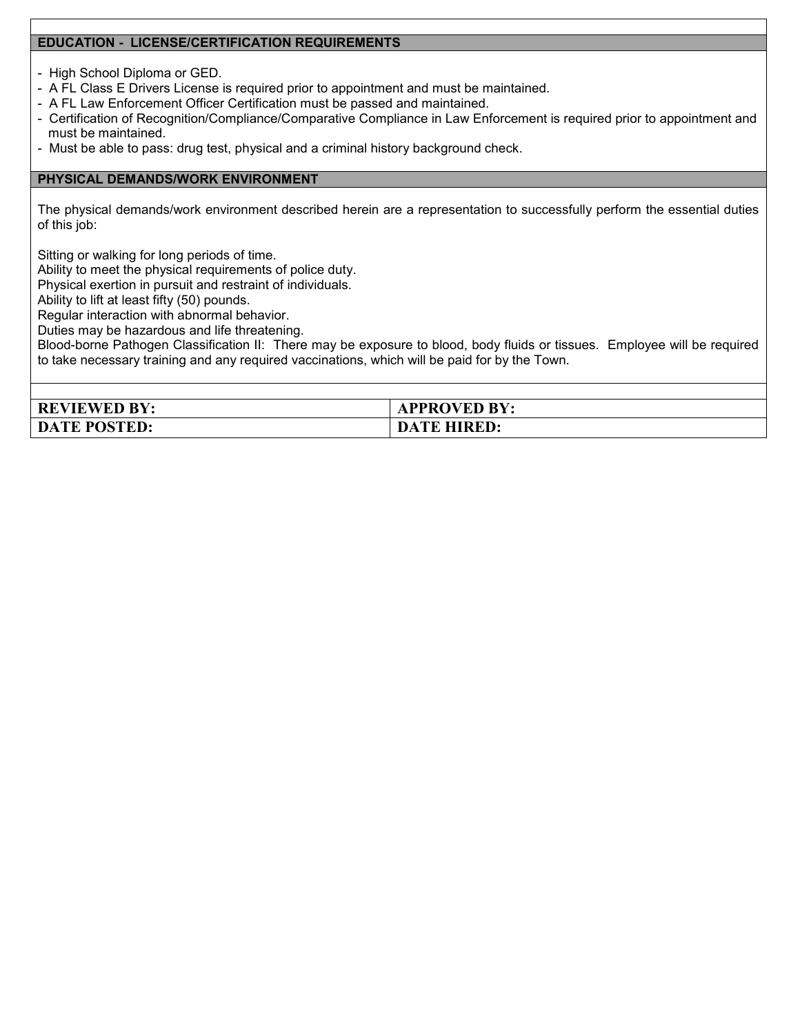## EDUCATION - LICENSE/CERTIFICATION REQUIREMENTS

- High School Diploma or GED.
- A FL Class E Drivers License is required prior to appointment and must be maintained.
- A FL Law Enforcement Officer Certification must be passed and maintained.
- Certification of Recognition/Compliance/Comparative Compliance in Law Enforcement is required prior to appointment and must be maintained.
- Must be able to pass: drug test, physical and a criminal history background check.

## PHYSICAL DEMANDS/WORK ENVIRONMENT

The physical demands/work environment described herein are a representation to successfully perform the essential duties of this job:

Sitting or walking for long periods of time.
Ability to meet the physical requirements of police duty.
Physical exertion in pursuit and restraint of individuals.
Ability to lift at least fifty (50) pounds.
Regular interaction with abnormal behavior.
Duties may be hazardous and life threatening.
Blood-borne Pathogen Classification II: There may be exposure to blood, body fluids or tissues. Employee will be required to take necessary training and any required vaccinations, which will be paid for by the Town.

| | |
|---|---|
| **REVIEWED BY:** | **APPROVED BY:** |
| **DATE POSTED:** | **DATE HIRED:** |